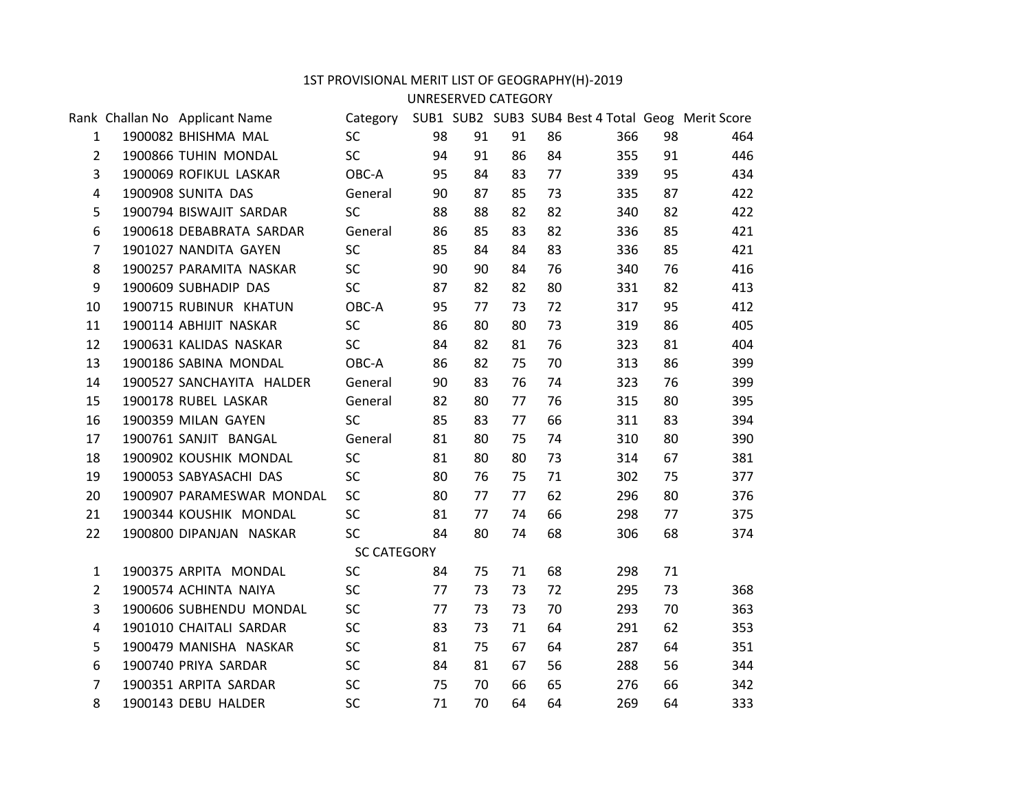# 1ST PROVISIONAL MERIT LIST OF GEOGRAPHY(H)-2019

## UNRESERVED CATEGORY

| Rank | Challan No | Applicant Name | Category | SUB1 | SUB2 | SUB3 | SUB4 | Best 4 Total | Geog | Merit Score |
|---|---|---|---|---|---|---|---|---|---|---|
| 1 | 1900082 | BHISHMA MAL | SC | 98 | 91 | 91 | 86 | 366 | 98 | 464 |
| 2 | 1900866 | TUHIN MONDAL | SC | 94 | 91 | 86 | 84 | 355 | 91 | 446 |
| 3 | 1900069 | ROFIKUL LASKAR | OBC-A | 95 | 84 | 83 | 77 | 339 | 95 | 434 |
| 4 | 1900908 | SUNITA DAS | General | 90 | 87 | 85 | 73 | 335 | 87 | 422 |
| 5 | 1900794 | BISWAJIT SARDAR | SC | 88 | 88 | 82 | 82 | 340 | 82 | 422 |
| 6 | 1900618 | DEBABRATA SARDAR | General | 86 | 85 | 83 | 82 | 336 | 85 | 421 |
| 7 | 1901027 | NANDITA GAYEN | SC | 85 | 84 | 84 | 83 | 336 | 85 | 421 |
| 8 | 1900257 | PARAMITA NASKAR | SC | 90 | 90 | 84 | 76 | 340 | 76 | 416 |
| 9 | 1900609 | SUBHADIP DAS | SC | 87 | 82 | 82 | 80 | 331 | 82 | 413 |
| 10 | 1900715 | RUBINUR KHATUN | OBC-A | 95 | 77 | 73 | 72 | 317 | 95 | 412 |
| 11 | 1900114 | ABHIJIT NASKAR | SC | 86 | 80 | 80 | 73 | 319 | 86 | 405 |
| 12 | 1900631 | KALIDAS NASKAR | SC | 84 | 82 | 81 | 76 | 323 | 81 | 404 |
| 13 | 1900186 | SABINA MONDAL | OBC-A | 86 | 82 | 75 | 70 | 313 | 86 | 399 |
| 14 | 1900527 | SANCHAYITA HALDER | General | 90 | 83 | 76 | 74 | 323 | 76 | 399 |
| 15 | 1900178 | RUBEL LASKAR | General | 82 | 80 | 77 | 76 | 315 | 80 | 395 |
| 16 | 1900359 | MILAN GAYEN | SC | 85 | 83 | 77 | 66 | 311 | 83 | 394 |
| 17 | 1900761 | SANJIT BANGAL | General | 81 | 80 | 75 | 74 | 310 | 80 | 390 |
| 18 | 1900902 | KOUSHIK MONDAL | SC | 81 | 80 | 80 | 73 | 314 | 67 | 381 |
| 19 | 1900053 | SABYASACHI DAS | SC | 80 | 76 | 75 | 71 | 302 | 75 | 377 |
| 20 | 1900907 | PARAMESWAR MONDAL | SC | 80 | 77 | 77 | 62 | 296 | 80 | 376 |
| 21 | 1900344 | KOUSHIK MONDAL | SC | 81 | 77 | 74 | 66 | 298 | 77 | 375 |
| 22 | 1900800 | DIPANJAN NASKAR | SC | 84 | 80 | 74 | 68 | 306 | 68 | 374 |

## SC CATEGORY

| Rank | Challan No | Applicant Name | Category | SUB1 | SUB2 | SUB3 | SUB4 | Best 4 Total | Geog | Merit Score |
|---|---|---|---|---|---|---|---|---|---|---|
| 1 | 1900375 | ARPITA MONDAL | SC | 84 | 75 | 71 | 68 | 298 | 71 | |
| 2 | 1900574 | ACHINTA NAIYA | SC | 77 | 73 | 73 | 72 | 295 | 73 | 368 |
| 3 | 1900606 | SUBHENDU MONDAL | SC | 77 | 73 | 73 | 70 | 293 | 70 | 363 |
| 4 | 1901010 | CHAITALI SARDAR | SC | 83 | 73 | 71 | 64 | 291 | 62 | 353 |
| 5 | 1900479 | MANISHA NASKAR | SC | 81 | 75 | 67 | 64 | 287 | 64 | 351 |
| 6 | 1900740 | PRIYA SARDAR | SC | 84 | 81 | 67 | 56 | 288 | 56 | 344 |
| 7 | 1900351 | ARPITA SARDAR | SC | 75 | 70 | 66 | 65 | 276 | 66 | 342 |
| 8 | 1900143 | DEBU HALDER | SC | 71 | 70 | 64 | 64 | 269 | 64 | 333 |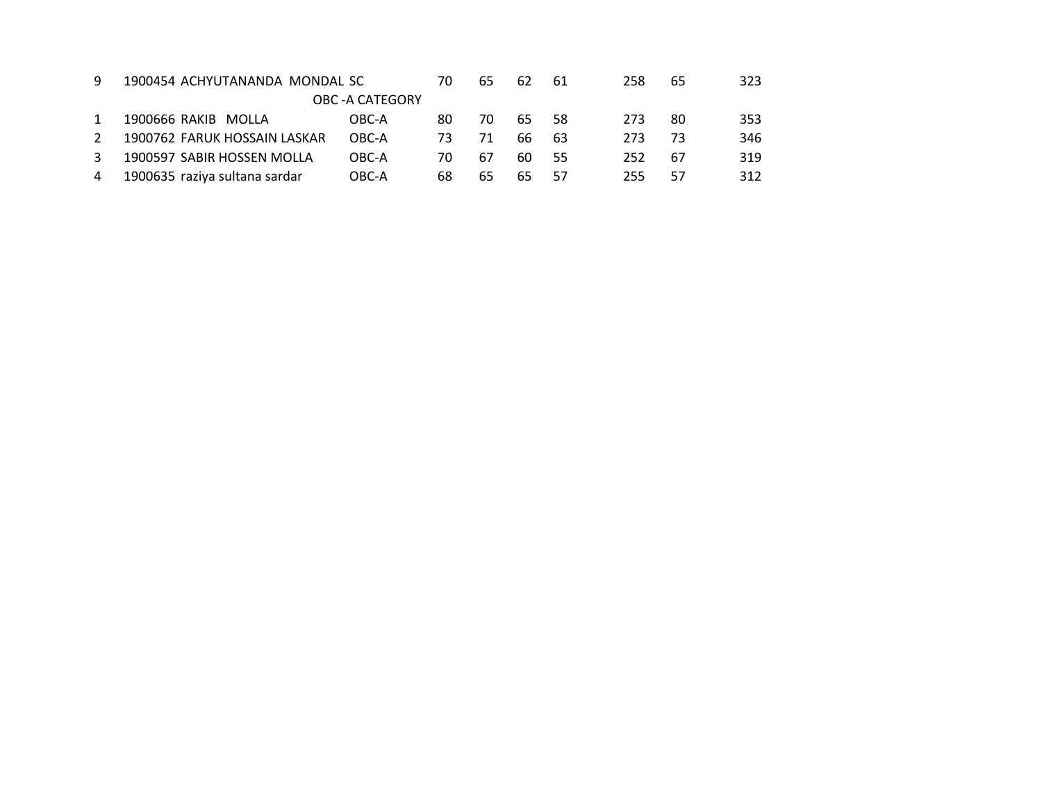| | | | | | | | | | | |
|---|---|---|---|---|---|---|---|---|---|---|
| 9 | 1900454 | ACHYUTANANDA  MONDAL | SC | 70 | 65 | 62 | 61 | 258 | 65 | 323 |
| | | | OBC -A CATEGORY | | | | | | | |
| 1 | 1900666 | RAKIB   MOLLA | OBC-A | 80 | 70 | 65 | 58 | 273 | 80 | 353 |
| 2 | 1900762 | FARUK HOSSAIN LASKAR | OBC-A | 73 | 71 | 66 | 63 | 273 | 73 | 346 |
| 3 | 1900597 | SABIR HOSSEN MOLLA | OBC-A | 70 | 67 | 60 | 55 | 252 | 67 | 319 |
| 4 | 1900635 | raziya sultana sardar | OBC-A | 68 | 65 | 65 | 57 | 255 | 57 | 312 |